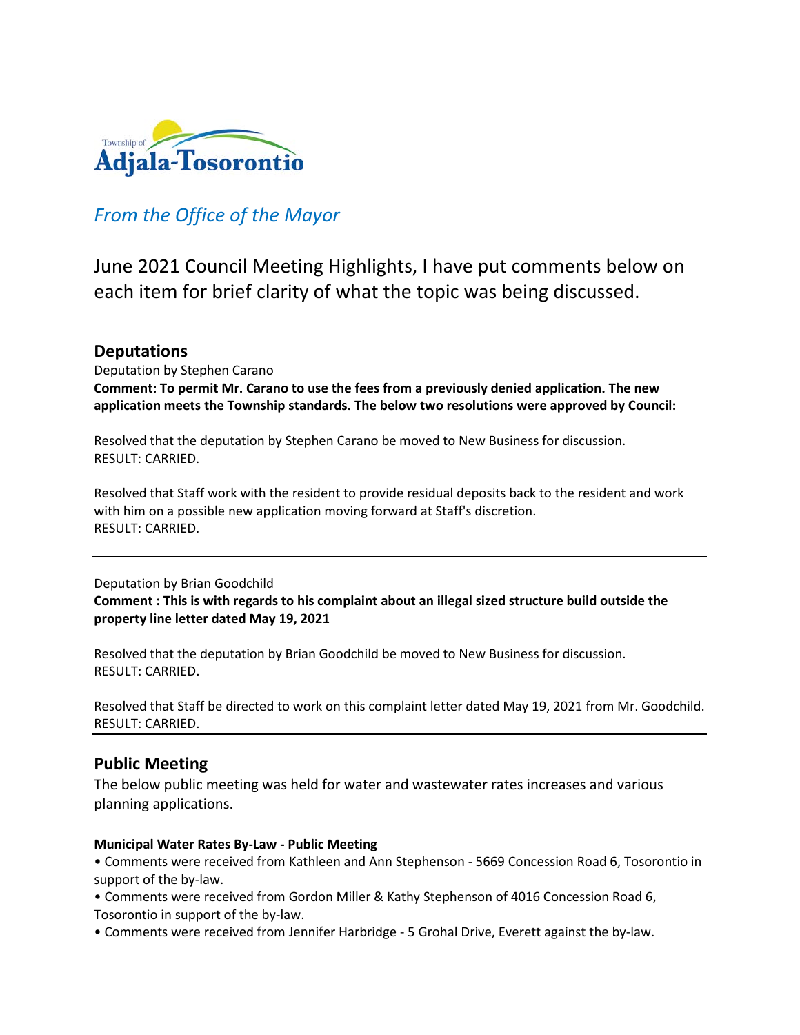Township of Adjala-Tosorontio

*From the Office of the Mayor*

June 2021 Council Meeting Highlights, I have put comments below on each item for brief clarity of what the topic was being discussed.

## Deputations

Deputation by Stephen Carano

**Comment: To permit Mr. Carano to use the fees from a previously denied application. The new application meets the Township standards. The below two resolutions were approved by Council:**

Resolved that the deputation by Stephen Carano be moved to New Business for discussion.
RESULT: CARRIED.

Resolved that Staff work with the resident to provide residual deposits back to the resident and work with him on a possible new application moving forward at Staff's discretion.
RESULT: CARRIED.

---

Deputation by Brian Goodchild

**Comment : This is with regards to his complaint about an illegal sized structure build outside the property line letter dated May 19, 2021**

Resolved that the deputation by Brian Goodchild be moved to New Business for discussion.
RESULT: CARRIED.

Resolved that Staff be directed to work on this complaint letter dated May 19, 2021 from Mr. Goodchild.
RESULT: CARRIED.

---

## Public Meeting

The below public meeting was held for water and wastewater rates increases and various planning applications.

**Municipal Water Rates By-Law - Public Meeting**

- Comments were received from Kathleen and Ann Stephenson - 5669 Concession Road 6, Tosorontio in support of the by-law.
- Comments were received from Gordon Miller & Kathy Stephenson of 4016 Concession Road 6, Tosorontio in support of the by-law.
- Comments were received from Jennifer Harbridge - 5 Grohal Drive, Everett against the by-law.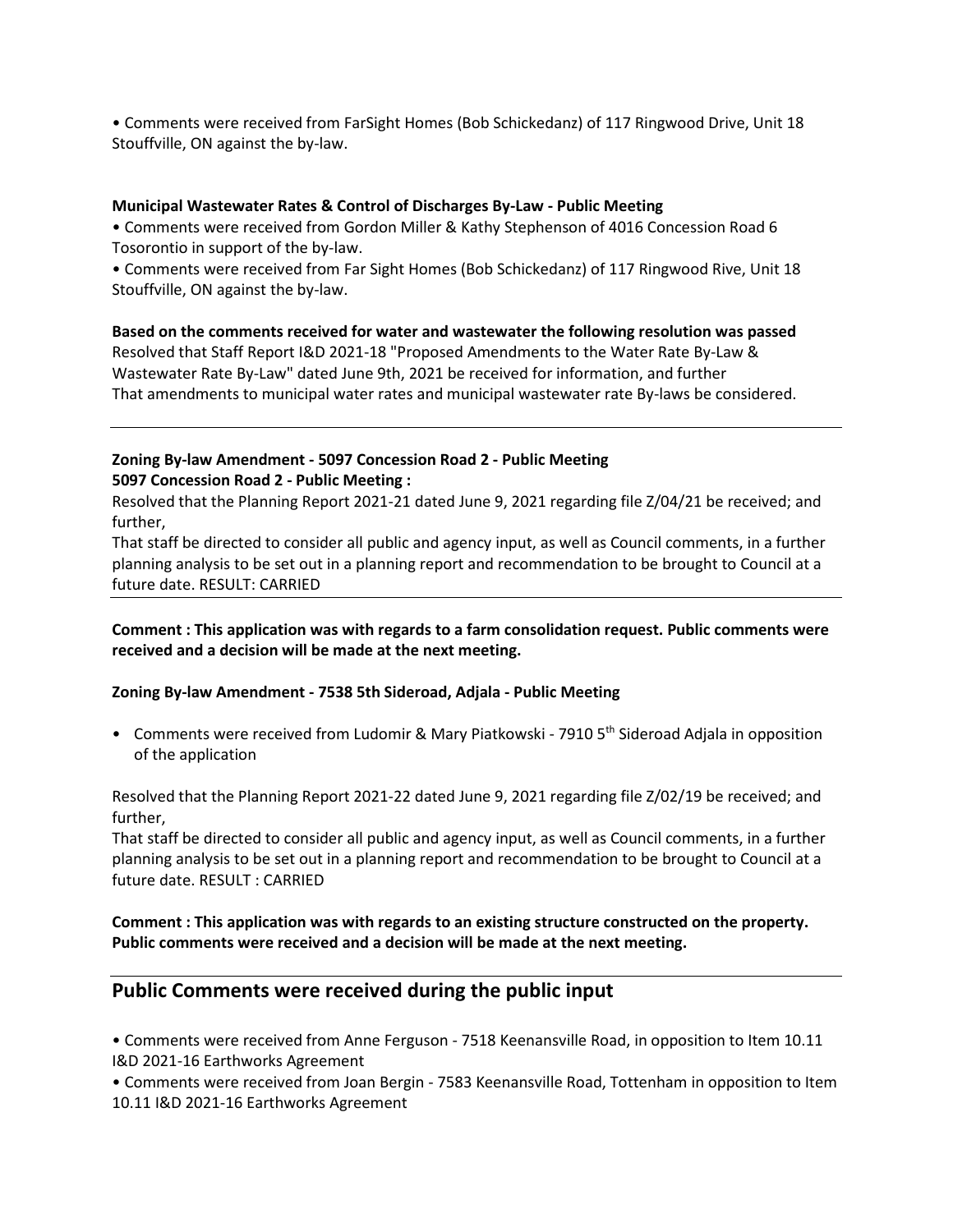• Comments were received from FarSight Homes (Bob Schickedanz) of 117 Ringwood Drive, Unit 18 Stouffville, ON against the by-law.

**Municipal Wastewater Rates & Control of Discharges By-Law - Public Meeting**

• Comments were received from Gordon Miller & Kathy Stephenson of 4016 Concession Road 6 Tosorontio in support of the by-law.

• Comments were received from Far Sight Homes (Bob Schickedanz) of 117 Ringwood Rive, Unit 18 Stouffville, ON against the by-law.

**Based on the comments received for water and wastewater the following resolution was passed**

Resolved that Staff Report I&D 2021-18 "Proposed Amendments to the Water Rate By-Law & Wastewater Rate By-Law" dated June 9th, 2021 be received for information, and further

That amendments to municipal water rates and municipal wastewater rate By-laws be considered.

---

**Zoning By-law Amendment - 5097 Concession Road 2 - Public Meeting**
**5097 Concession Road 2 - Public Meeting :**

Resolved that the Planning Report 2021-21 dated June 9, 2021 regarding file Z/04/21 be received; and further,

That staff be directed to consider all public and agency input, as well as Council comments, in a further planning analysis to be set out in a planning report and recommendation to be brought to Council at a future date. RESULT: CARRIED

---

**Comment : This application was with regards to a farm consolidation request. Public comments were received and a decision will be made at the next meeting.**

**Zoning By-law Amendment - 7538 5th Sideroad, Adjala - Public Meeting**

- Comments were received from Ludomir & Mary Piatkowski - 7910 5th Sideroad Adjala in opposition of the application

Resolved that the Planning Report 2021-22 dated June 9, 2021 regarding file Z/02/19 be received; and further,

That staff be directed to consider all public and agency input, as well as Council comments, in a further planning analysis to be set out in a planning report and recommendation to be brought to Council at a future date. RESULT : CARRIED

**Comment : This application was with regards to an existing structure constructed on the property. Public comments were received and a decision will be made at the next meeting.**

---

## Public Comments were received during the public input

• Comments were received from Anne Ferguson - 7518 Keenansville Road, in opposition to Item 10.11 I&D 2021-16 Earthworks Agreement

• Comments were received from Joan Bergin - 7583 Keenansville Road, Tottenham in opposition to Item 10.11 I&D 2021-16 Earthworks Agreement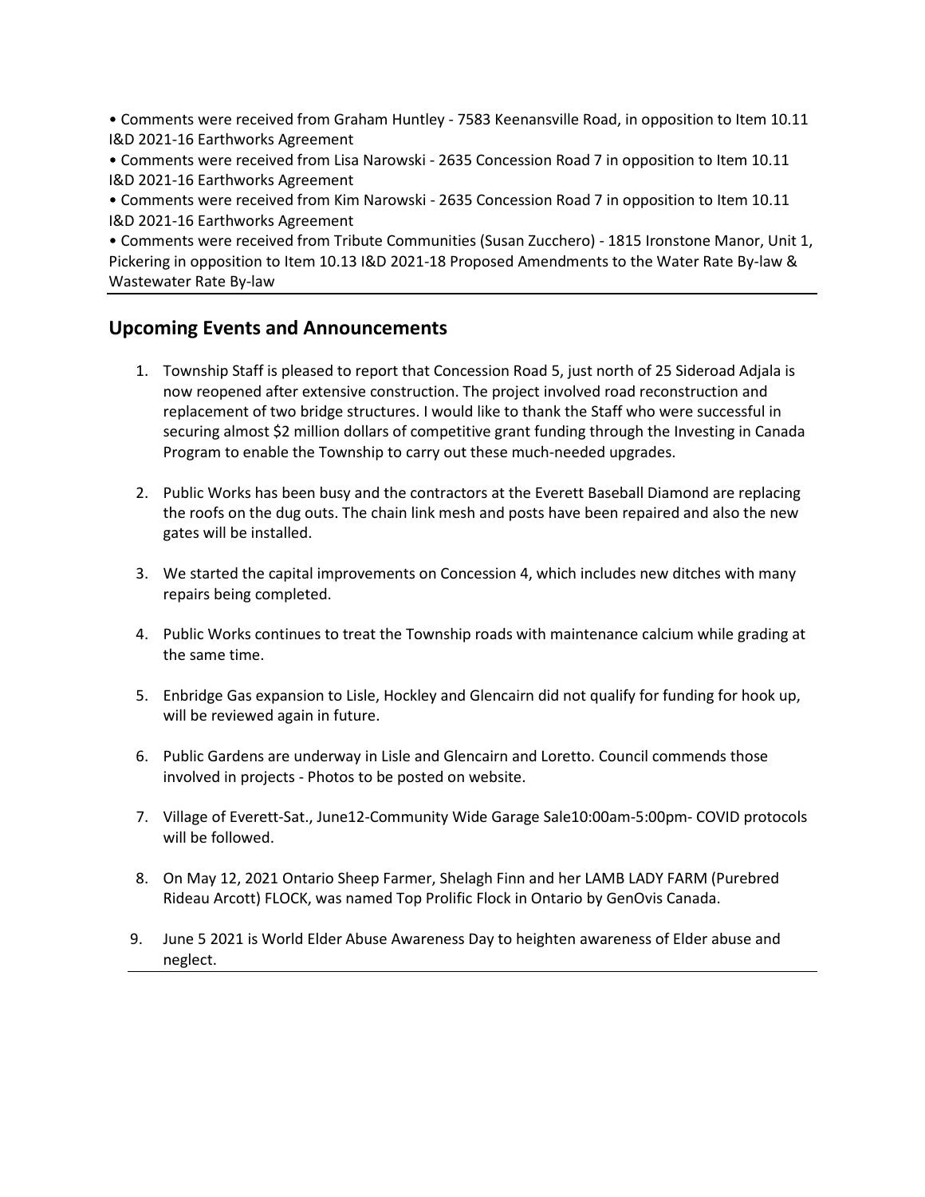- Comments were received from Graham Huntley - 7583 Keenansville Road, in opposition to Item 10.11 I&D 2021-16 Earthworks Agreement
- Comments were received from Lisa Narowski - 2635 Concession Road 7 in opposition to Item 10.11 I&D 2021-16 Earthworks Agreement
- Comments were received from Kim Narowski - 2635 Concession Road 7 in opposition to Item 10.11 I&D 2021-16 Earthworks Agreement
- Comments were received from Tribute Communities (Susan Zucchero) - 1815 Ironstone Manor, Unit 1, Pickering in opposition to Item 10.13 I&D 2021-18 Proposed Amendments to the Water Rate By-law & Wastewater Rate By-law

## Upcoming Events and Announcements

1. Township Staff is pleased to report that Concession Road 5, just north of 25 Sideroad Adjala is now reopened after extensive construction. The project involved road reconstruction and replacement of two bridge structures. I would like to thank the Staff who were successful in securing almost $2 million dollars of competitive grant funding through the Investing in Canada Program to enable the Township to carry out these much-needed upgrades.

2. Public Works has been busy and the contractors at the Everett Baseball Diamond are replacing the roofs on the dug outs. The chain link mesh and posts have been repaired and also the new gates will be installed.

3. We started the capital improvements on Concession 4, which includes new ditches with many repairs being completed.

4. Public Works continues to treat the Township roads with maintenance calcium while grading at the same time.

5. Enbridge Gas expansion to Lisle, Hockley and Glencairn did not qualify for funding for hook up, will be reviewed again in future.

6. Public Gardens are underway in Lisle and Glencairn and Loretto. Council commends those involved in projects - Photos to be posted on website.

7. Village of Everett-Sat., June12-Community Wide Garage Sale10:00am-5:00pm- COVID protocols will be followed.

8. On May 12, 2021 Ontario Sheep Farmer, Shelagh Finn and her LAMB LADY FARM (Purebred Rideau Arcott) FLOCK, was named Top Prolific Flock in Ontario by GenOvis Canada.

9. June 5 2021 is World Elder Abuse Awareness Day to heighten awareness of Elder abuse and neglect.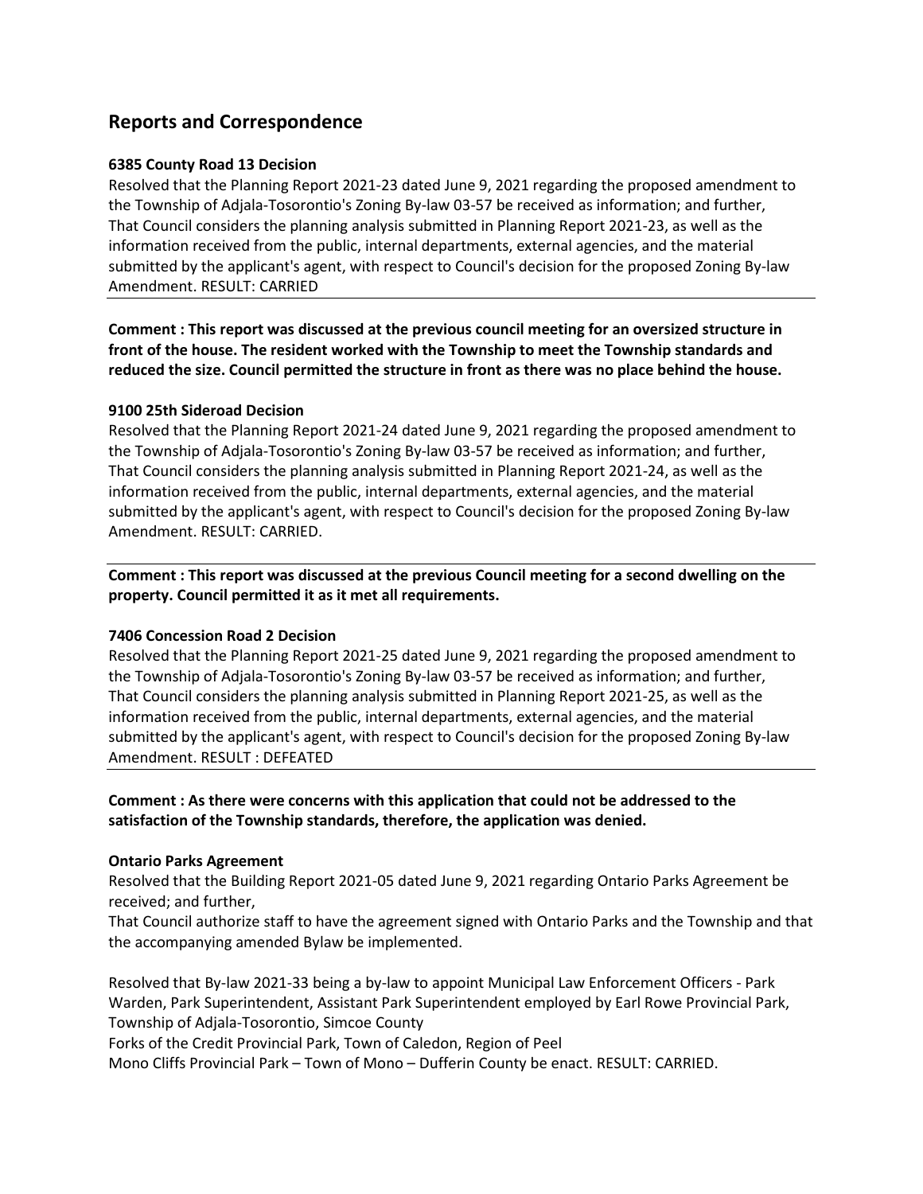## Reports and Correspondence

**6385 County Road 13 Decision**

Resolved that the Planning Report 2021-23 dated June 9, 2021 regarding the proposed amendment to the Township of Adjala-Tosorontio's Zoning By-law 03-57 be received as information; and further, That Council considers the planning analysis submitted in Planning Report 2021-23, as well as the information received from the public, internal departments, external agencies, and the material submitted by the applicant's agent, with respect to Council's decision for the proposed Zoning By-law Amendment. RESULT: CARRIED

---

**Comment : This report was discussed at the previous council meeting for an oversized structure in front of the house. The resident worked with the Township to meet the Township standards and reduced the size. Council permitted the structure in front as there was no place behind the house.**

**9100 25th Sideroad Decision**

Resolved that the Planning Report 2021-24 dated June 9, 2021 regarding the proposed amendment to the Township of Adjala-Tosorontio's Zoning By-law 03-57 be received as information; and further, That Council considers the planning analysis submitted in Planning Report 2021-24, as well as the information received from the public, internal departments, external agencies, and the material submitted by the applicant's agent, with respect to Council's decision for the proposed Zoning By-law Amendment. RESULT: CARRIED.

---

**Comment : This report was discussed at the previous Council meeting for a second dwelling on the property. Council permitted it as it met all requirements.**

**7406 Concession Road 2 Decision**

Resolved that the Planning Report 2021-25 dated June 9, 2021 regarding the proposed amendment to the Township of Adjala-Tosorontio's Zoning By-law 03-57 be received as information; and further, That Council considers the planning analysis submitted in Planning Report 2021-25, as well as the information received from the public, internal departments, external agencies, and the material submitted by the applicant's agent, with respect to Council's decision for the proposed Zoning By-law Amendment. RESULT : DEFEATED

---

**Comment : As there were concerns with this application that could not be addressed to the satisfaction of the Township standards, therefore, the application was denied.**

**Ontario Parks Agreement**

Resolved that the Building Report 2021-05 dated June 9, 2021 regarding Ontario Parks Agreement be received; and further,

That Council authorize staff to have the agreement signed with Ontario Parks and the Township and that the accompanying amended Bylaw be implemented.

Resolved that By-law 2021-33 being a by-law to appoint Municipal Law Enforcement Officers - Park Warden, Park Superintendent, Assistant Park Superintendent employed by Earl Rowe Provincial Park, Township of Adjala-Tosorontio, Simcoe County

Forks of the Credit Provincial Park, Town of Caledon, Region of Peel

Mono Cliffs Provincial Park – Town of Mono – Dufferin County be enact. RESULT: CARRIED.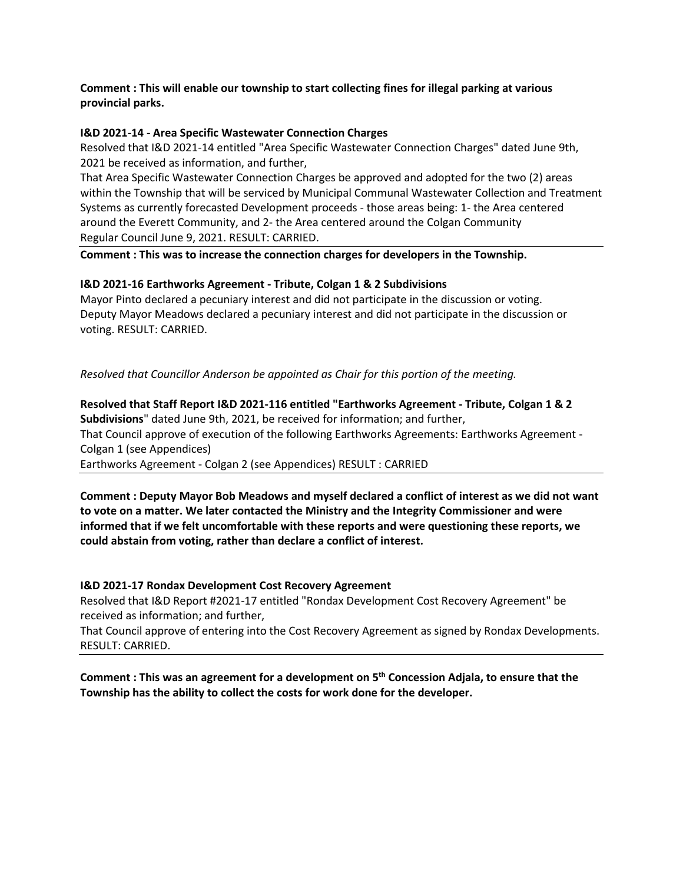**Comment : This will enable our township to start collecting fines for illegal parking at various provincial parks.**

**I&D 2021-14 - Area Specific Wastewater Connection Charges**

Resolved that I&D 2021-14 entitled "Area Specific Wastewater Connection Charges" dated June 9th, 2021 be received as information, and further,

That Area Specific Wastewater Connection Charges be approved and adopted for the two (2) areas within the Township that will be serviced by Municipal Communal Wastewater Collection and Treatment Systems as currently forecasted Development proceeds - those areas being: 1- the Area centered around the Everett Community, and 2- the Area centered around the Colgan Community

Regular Council June 9, 2021. RESULT: CARRIED.

---

**Comment : This was to increase the connection charges for developers in the Township.**

**I&D 2021-16 Earthworks Agreement - Tribute, Colgan 1 & 2 Subdivisions**

Mayor Pinto declared a pecuniary interest and did not participate in the discussion or voting.
Deputy Mayor Meadows declared a pecuniary interest and did not participate in the discussion or voting. RESULT: CARRIED.

*Resolved that Councillor Anderson be appointed as Chair for this portion of the meeting.*

**Resolved that Staff Report I&D 2021-116 entitled "Earthworks Agreement - Tribute, Colgan 1 & 2 Subdivisions**" dated June 9th, 2021, be received for information; and further,

That Council approve of execution of the following Earthworks Agreements: Earthworks Agreement - Colgan 1 (see Appendices)

Earthworks Agreement - Colgan 2 (see Appendices) RESULT : CARRIED

---

**Comment : Deputy Mayor Bob Meadows and myself declared a conflict of interest as we did not want to vote on a matter. We later contacted the Ministry and the Integrity Commissioner and were informed that if we felt uncomfortable with these reports and were questioning these reports, we could abstain from voting, rather than declare a conflict of interest.**

**I&D 2021-17 Rondax Development Cost Recovery Agreement**

Resolved that I&D Report #2021-17 entitled "Rondax Development Cost Recovery Agreement" be received as information; and further,

That Council approve of entering into the Cost Recovery Agreement as signed by Rondax Developments. RESULT: CARRIED.

---

**Comment : This was an agreement for a development on 5th Concession Adjala, to ensure that the Township has the ability to collect the costs for work done for the developer.**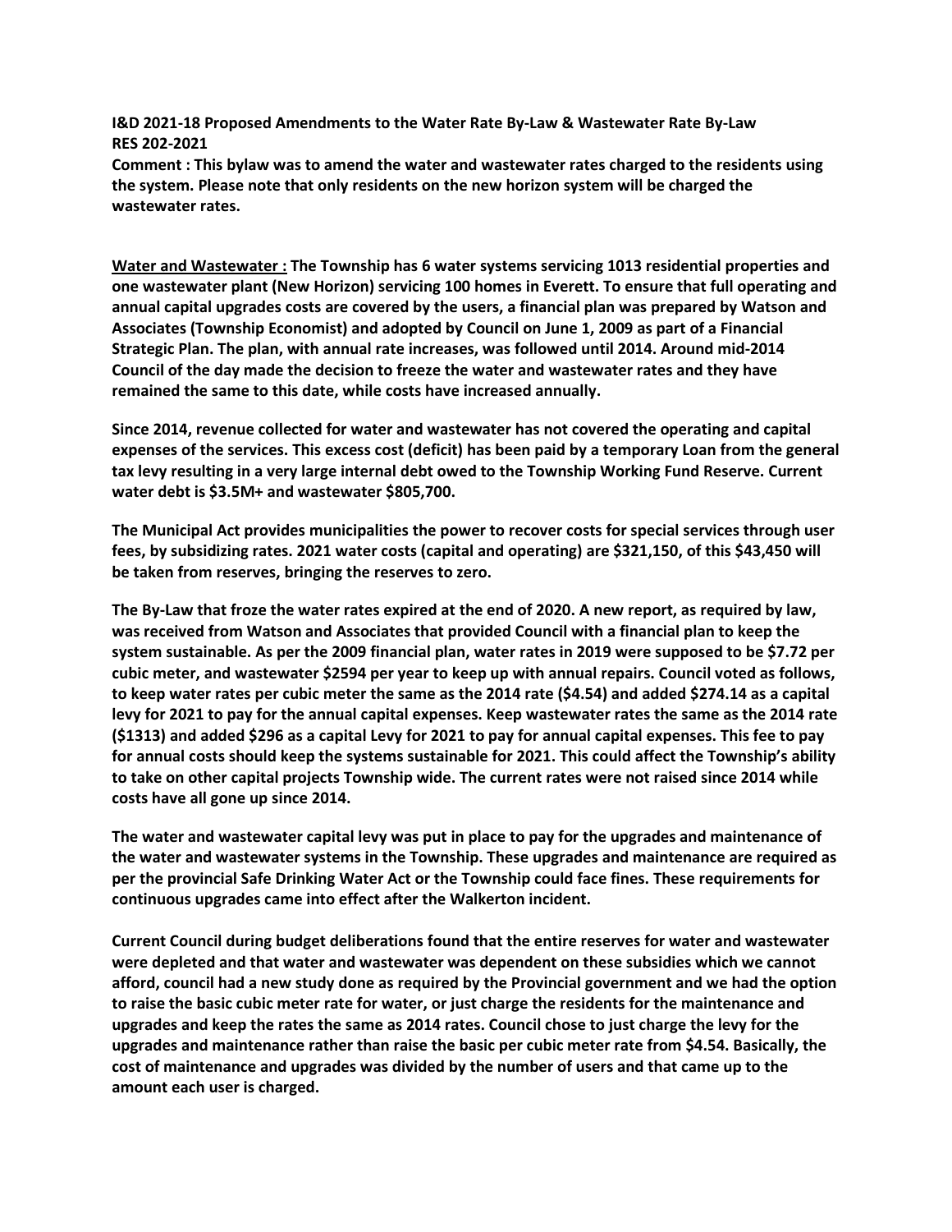**I&D 2021-18 Proposed Amendments to the Water Rate By-Law & Wastewater Rate By-Law RES 202-2021**

**Comment : This bylaw was to amend the water and wastewater rates charged to the residents using the system. Please note that only residents on the new horizon system will be charged the wastewater rates.**

**Water and Wastewater : The Township has 6 water systems servicing 1013 residential properties and one wastewater plant (New Horizon) servicing 100 homes in Everett. To ensure that full operating and annual capital upgrades costs are covered by the users, a financial plan was prepared by Watson and Associates (Township Economist) and adopted by Council on June 1, 2009 as part of a Financial Strategic Plan. The plan, with annual rate increases, was followed until 2014. Around mid-2014 Council of the day made the decision to freeze the water and wastewater rates and they have remained the same to this date, while costs have increased annually.**

**Since 2014, revenue collected for water and wastewater has not covered the operating and capital expenses of the services. This excess cost (deficit) has been paid by a temporary Loan from the general tax levy resulting in a very large internal debt owed to the Township Working Fund Reserve. Current water debt is $3.5M+ and wastewater $805,700.**

**The Municipal Act provides municipalities the power to recover costs for special services through user fees, by subsidizing rates. 2021 water costs (capital and operating) are $321,150, of this $43,450 will be taken from reserves, bringing the reserves to zero.**

**The By-Law that froze the water rates expired at the end of 2020. A new report, as required by law, was received from Watson and Associates that provided Council with a financial plan to keep the system sustainable. As per the 2009 financial plan, water rates in 2019 were supposed to be $7.72 per cubic meter, and wastewater $2594 per year to keep up with annual repairs. Council voted as follows, to keep water rates per cubic meter the same as the 2014 rate ($4.54) and added $274.14 as a capital levy for 2021 to pay for the annual capital expenses. Keep wastewater rates the same as the 2014 rate ($1313) and added $296 as a capital Levy for 2021 to pay for annual capital expenses. This fee to pay for annual costs should keep the systems sustainable for 2021. This could affect the Township's ability to take on other capital projects Township wide. The current rates were not raised since 2014 while costs have all gone up since 2014.**

**The water and wastewater capital levy was put in place to pay for the upgrades and maintenance of the water and wastewater systems in the Township. These upgrades and maintenance are required as per the provincial Safe Drinking Water Act or the Township could face fines. These requirements for continuous upgrades came into effect after the Walkerton incident.**

**Current Council during budget deliberations found that the entire reserves for water and wastewater were depleted and that water and wastewater was dependent on these subsidies which we cannot afford, council had a new study done as required by the Provincial government and we had the option to raise the basic cubic meter rate for water, or just charge the residents for the maintenance and upgrades and keep the rates the same as 2014 rates. Council chose to just charge the levy for the upgrades and maintenance rather than raise the basic per cubic meter rate from $4.54. Basically, the cost of maintenance and upgrades was divided by the number of users and that came up to the amount each user is charged.**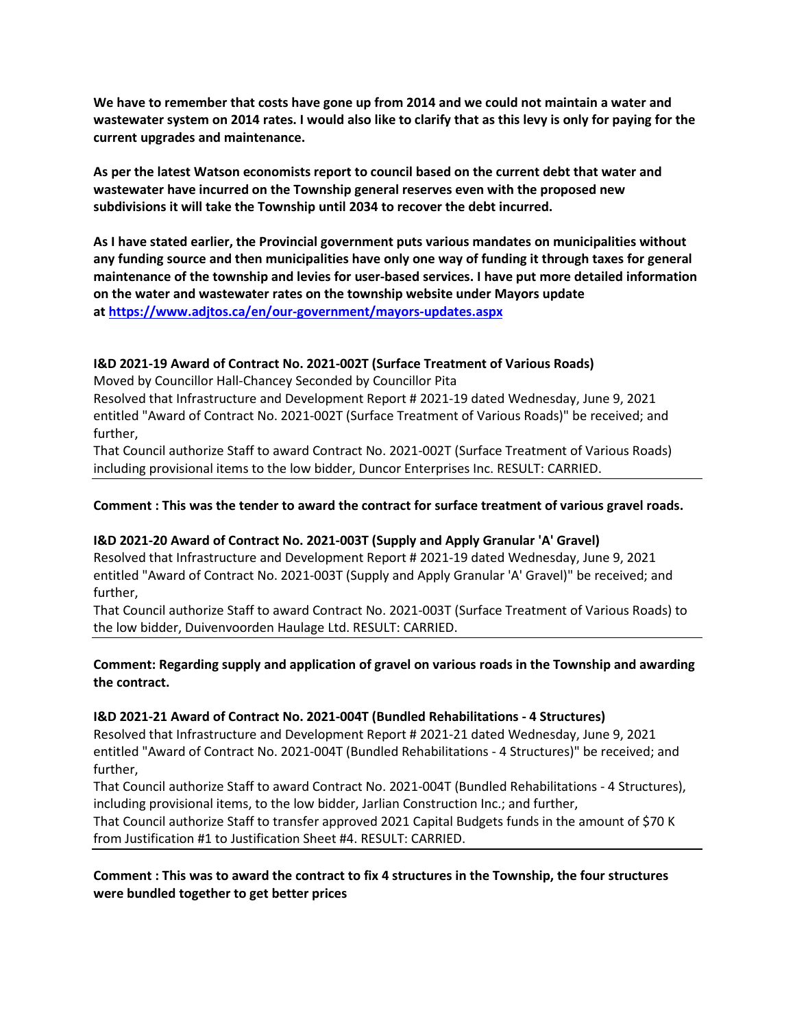**We have to remember that costs have gone up from 2014 and we could not maintain a water and wastewater system on 2014 rates. I would also like to clarify that as this levy is only for paying for the current upgrades and maintenance.**

**As per the latest Watson economists report to council based on the current debt that water and wastewater have incurred on the Township general reserves even with the proposed new subdivisions it will take the Township until 2034 to recover the debt incurred.**

**As I have stated earlier, the Provincial government puts various mandates on municipalities without any funding source and then municipalities have only one way of funding it through taxes for general maintenance of the township and levies for user-based services. I have put more detailed information on the water and wastewater rates on the township website under Mayors update at [https://www.adjtos.ca/en/our-government/mayors-updates.aspx](https://www.adjtos.ca/en/our-government/mayors-updates.aspx)**

**I&D 2021-19 Award of Contract No. 2021-002T (Surface Treatment of Various Roads)**

Moved by Councillor Hall-Chancey Seconded by Councillor Pita

Resolved that Infrastructure and Development Report # 2021-19 dated Wednesday, June 9, 2021 entitled "Award of Contract No. 2021-002T (Surface Treatment of Various Roads)" be received; and further,

That Council authorize Staff to award Contract No. 2021-002T (Surface Treatment of Various Roads) including provisional items to the low bidder, Duncor Enterprises Inc. RESULT: CARRIED.

---

**Comment : This was the tender to award the contract for surface treatment of various gravel roads.**

**I&D 2021-20 Award of Contract No. 2021-003T (Supply and Apply Granular 'A' Gravel)**

Resolved that Infrastructure and Development Report # 2021-19 dated Wednesday, June 9, 2021 entitled "Award of Contract No. 2021-003T (Supply and Apply Granular 'A' Gravel)" be received; and further,

That Council authorize Staff to award Contract No. 2021-003T (Surface Treatment of Various Roads) to the low bidder, Duivenvoorden Haulage Ltd. RESULT: CARRIED.

---

**Comment: Regarding supply and application of gravel on various roads in the Township and awarding the contract.**

**I&D 2021-21 Award of Contract No. 2021-004T (Bundled Rehabilitations - 4 Structures)**

Resolved that Infrastructure and Development Report # 2021-21 dated Wednesday, June 9, 2021 entitled "Award of Contract No. 2021-004T (Bundled Rehabilitations - 4 Structures)" be received; and further,

That Council authorize Staff to award Contract No. 2021-004T (Bundled Rehabilitations - 4 Structures), including provisional items, to the low bidder, Jarlian Construction Inc.; and further,

That Council authorize Staff to transfer approved 2021 Capital Budgets funds in the amount of $70 K from Justification #1 to Justification Sheet #4. RESULT: CARRIED.

---

**Comment : This was to award the contract to fix 4 structures in the Township, the four structures were bundled together to get better prices**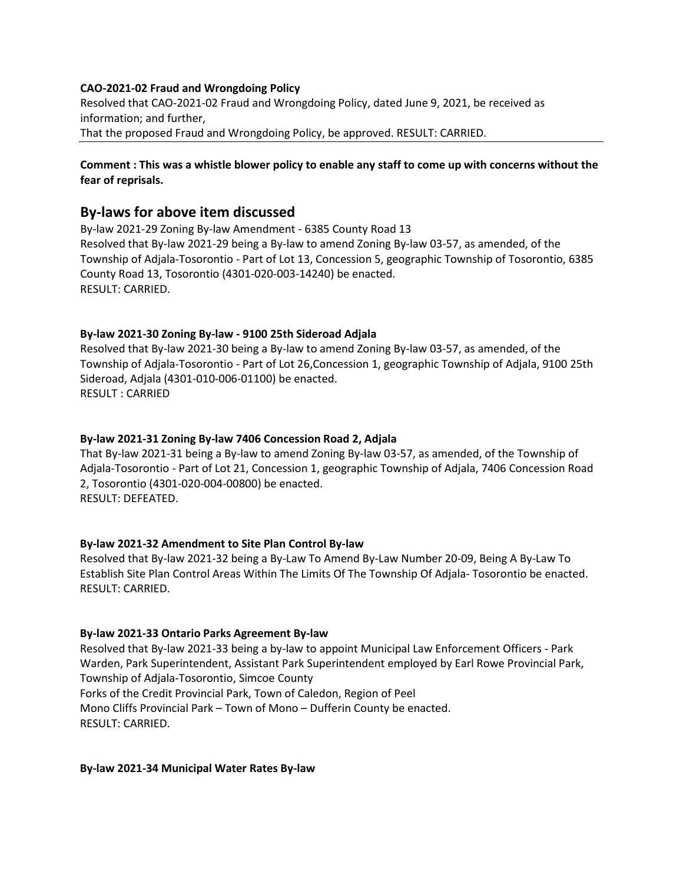**CAO-2021-02 Fraud and Wrongdoing Policy**

Resolved that CAO-2021-02 Fraud and Wrongdoing Policy, dated June 9, 2021, be received as information; and further,
That the proposed Fraud and Wrongdoing Policy, be approved. RESULT: CARRIED.

---

**Comment : This was a whistle blower policy to enable any staff to come up with concerns without the fear of reprisals.**

## By-laws for above item discussed

By-law 2021-29 Zoning By-law Amendment - 6385 County Road 13
Resolved that By-law 2021-29 being a By-law to amend Zoning By-law 03-57, as amended, of the Township of Adjala-Tosorontio - Part of Lot 13, Concession 5, geographic Township of Tosorontio, 6385 County Road 13, Tosorontio (4301-020-003-14240) be enacted.
RESULT: CARRIED.

**By-law 2021-30 Zoning By-law - 9100 25th Sideroad Adjala**

Resolved that By-law 2021-30 being a By-law to amend Zoning By-law 03-57, as amended, of the Township of Adjala-Tosorontio - Part of Lot 26,Concession 1, geographic Township of Adjala, 9100 25th Sideroad, Adjala (4301-010-006-01100) be enacted.
RESULT : CARRIED

**By-law 2021-31 Zoning By-law 7406 Concession Road 2, Adjala**

That By-law 2021-31 being a By-law to amend Zoning By-law 03-57, as amended, of the Township of Adjala-Tosorontio - Part of Lot 21, Concession 1, geographic Township of Adjala, 7406 Concession Road 2, Tosorontio (4301-020-004-00800) be enacted.
RESULT: DEFEATED.

**By-law 2021-32 Amendment to Site Plan Control By-law**

Resolved that By-law 2021-32 being a By-Law To Amend By-Law Number 20-09, Being A By-Law To Establish Site Plan Control Areas Within The Limits Of The Township Of Adjala- Tosorontio be enacted.
RESULT: CARRIED.

**By-law 2021-33 Ontario Parks Agreement By-law**

Resolved that By-law 2021-33 being a by-law to appoint Municipal Law Enforcement Officers - Park Warden, Park Superintendent, Assistant Park Superintendent employed by Earl Rowe Provincial Park, Township of Adjala-Tosorontio, Simcoe County
Forks of the Credit Provincial Park, Town of Caledon, Region of Peel
Mono Cliffs Provincial Park – Town of Mono – Dufferin County be enacted.
RESULT: CARRIED.

**By-law 2021-34 Municipal Water Rates By-law**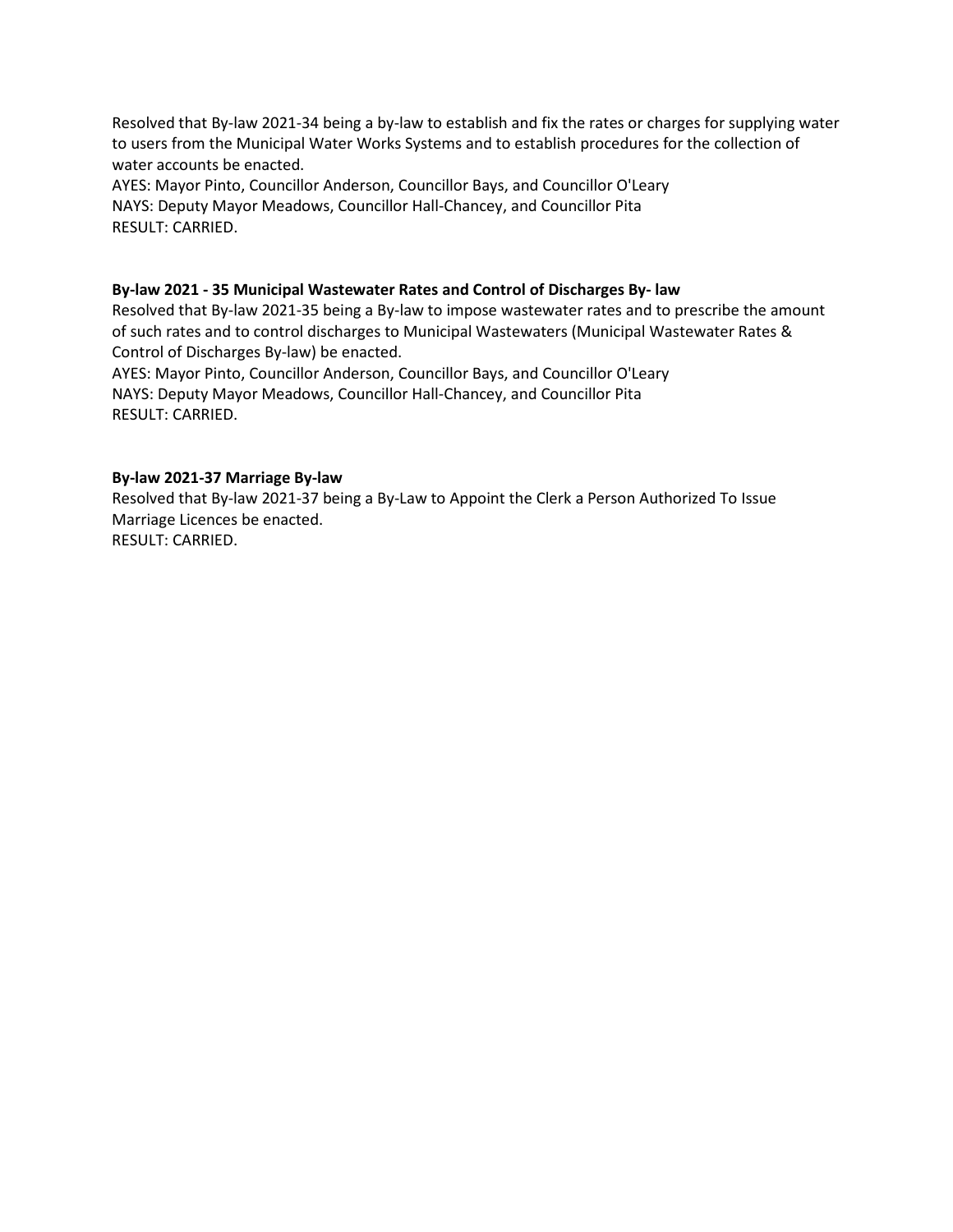Resolved that By-law 2021-34 being a by-law to establish and fix the rates or charges for supplying water to users from the Municipal Water Works Systems and to establish procedures for the collection of water accounts be enacted.
AYES: Mayor Pinto, Councillor Anderson, Councillor Bays, and Councillor O'Leary
NAYS: Deputy Mayor Meadows, Councillor Hall-Chancey, and Councillor Pita
RESULT: CARRIED.

**By-law 2021 - 35 Municipal Wastewater Rates and Control of Discharges By- law**

Resolved that By-law 2021-35 being a By-law to impose wastewater rates and to prescribe the amount of such rates and to control discharges to Municipal Wastewaters (Municipal Wastewater Rates & Control of Discharges By-law) be enacted.
AYES: Mayor Pinto, Councillor Anderson, Councillor Bays, and Councillor O'Leary
NAYS: Deputy Mayor Meadows, Councillor Hall-Chancey, and Councillor Pita
RESULT: CARRIED.

**By-law 2021-37 Marriage By-law**

Resolved that By-law 2021-37 being a By-Law to Appoint the Clerk a Person Authorized To Issue Marriage Licences be enacted.
RESULT: CARRIED.